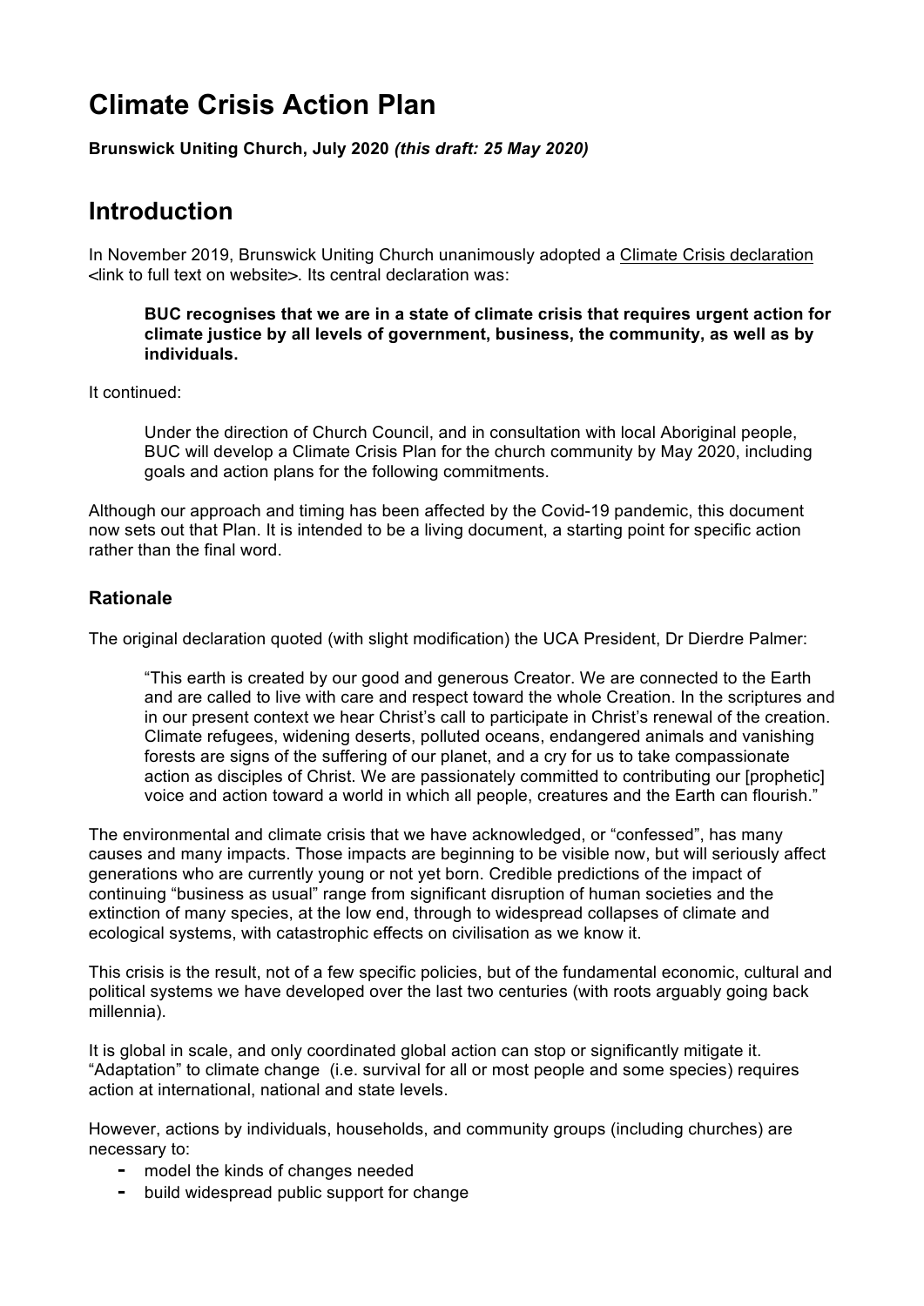# Climate Crisis Action Plan

**Brunswick Uniting Church, July 2020** ***(this draft: 25 May 2020)***

# Introduction

In November 2019, Brunswick Uniting Church unanimously adopted a Climate Crisis declaration <link to full text on website>. Its central declaration was:

> **BUC recognises that we are in a state of climate crisis that requires urgent action for climate justice by all levels of government, business, the community, as well as by individuals.**

It continued:

> Under the direction of Church Council, and in consultation with local Aboriginal people, BUC will develop a Climate Crisis Plan for the church community by May 2020, including goals and action plans for the following commitments.

Although our approach and timing has been affected by the Covid-19 pandemic, this document now sets out that Plan. It is intended to be a living document, a starting point for specific action rather than the final word.

## Rationale

The original declaration quoted (with slight modification) the UCA President, Dr Dierdre Palmer:

> "This earth is created by our good and generous Creator. We are connected to the Earth and are called to live with care and respect toward the whole Creation. In the scriptures and in our present context we hear Christ's call to participate in Christ's renewal of the creation. Climate refugees, widening deserts, polluted oceans, endangered animals and vanishing forests are signs of the suffering of our planet, and a cry for us to take compassionate action as disciples of Christ. We are passionately committed to contributing our [prophetic] voice and action toward a world in which all people, creatures and the Earth can flourish."

The environmental and climate crisis that we have acknowledged, or "confessed", has many causes and many impacts. Those impacts are beginning to be visible now, but will seriously affect generations who are currently young or not yet born. Credible predictions of the impact of continuing "business as usual" range from significant disruption of human societies and the extinction of many species, at the low end, through to widespread collapses of climate and ecological systems, with catastrophic effects on civilisation as we know it.

This crisis is the result, not of a few specific policies, but of the fundamental economic, cultural and political systems we have developed over the last two centuries (with roots arguably going back millennia).

It is global in scale, and only coordinated global action can stop or significantly mitigate it. "Adaptation" to climate change (i.e. survival for all or most people and some species) requires action at international, national and state levels.

However, actions by individuals, households, and community groups (including churches) are necessary to:

- model the kinds of changes needed
- build widespread public support for change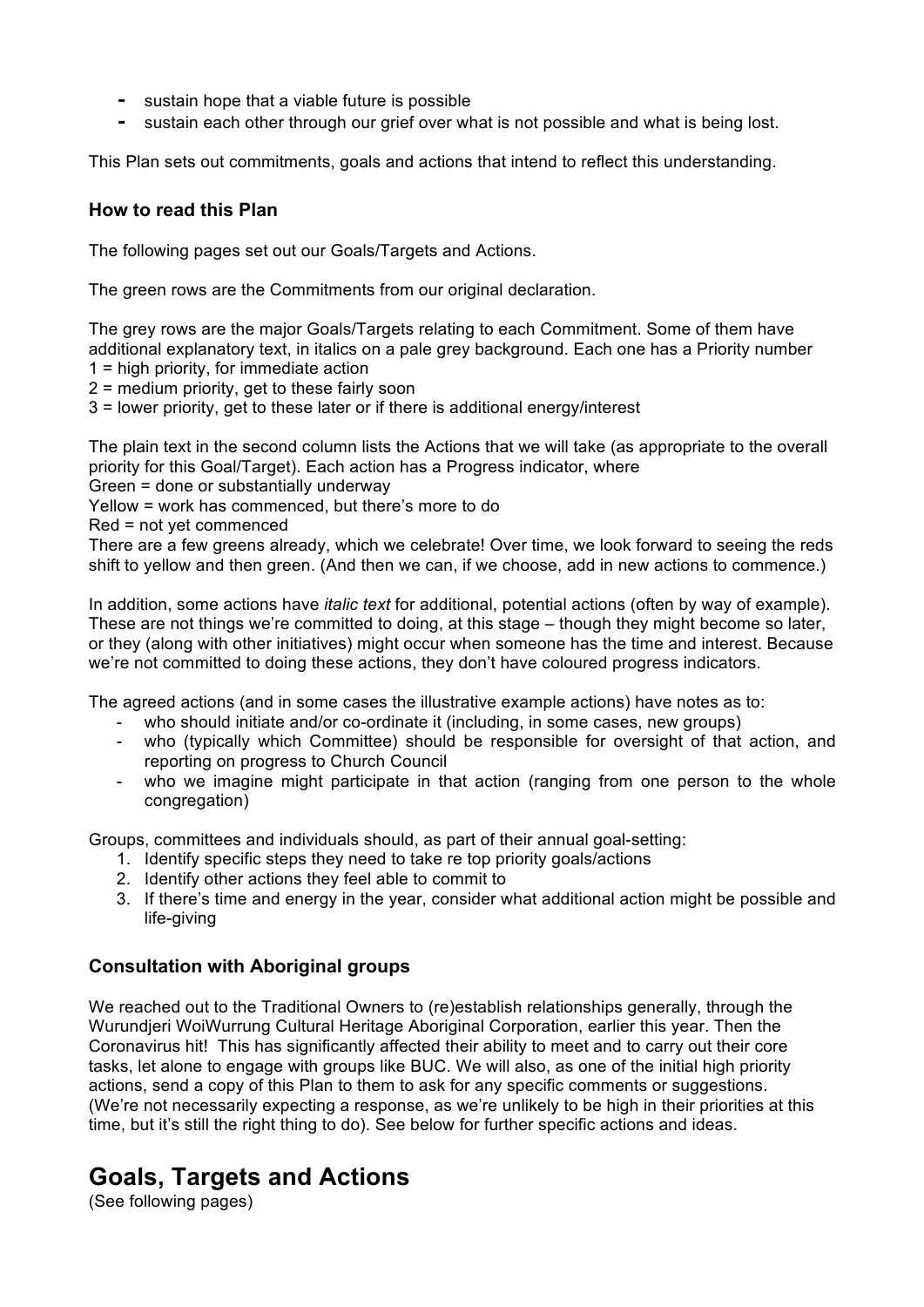- sustain hope that a viable future is possible
- sustain each other through our grief over what is not possible and what is being lost.

This Plan sets out commitments, goals and actions that intend to reflect this understanding.

### How to read this Plan

The following pages set out our Goals/Targets and Actions.

The green rows are the Commitments from our original declaration.

The grey rows are the major Goals/Targets relating to each Commitment. Some of them have additional explanatory text, in italics on a pale grey background. Each one has a Priority number
1 = high priority, for immediate action
2 = medium priority, get to these fairly soon
3 = lower priority, get to these later or if there is additional energy/interest

The plain text in the second column lists the Actions that we will take (as appropriate to the overall priority for this Goal/Target). Each action has a Progress indicator, where
Green = done or substantially underway
Yellow = work has commenced, but there's more to do
Red = not yet commenced
There are a few greens already, which we celebrate! Over time, we look forward to seeing the reds shift to yellow and then green. (And then we can, if we choose, add in new actions to commence.)

In addition, some actions have *italic text* for additional, potential actions (often by way of example). These are not things we're committed to doing, at this stage – though they might become so later, or they (along with other initiatives) might occur when someone has the time and interest. Because we're not committed to doing these actions, they don't have coloured progress indicators.

The agreed actions (and in some cases the illustrative example actions) have notes as to:

- who should initiate and/or co-ordinate it (including, in some cases, new groups)
- who (typically which Committee) should be responsible for oversight of that action, and reporting on progress to Church Council
- who we imagine might participate in that action (ranging from one person to the whole congregation)

Groups, committees and individuals should, as part of their annual goal-setting:

1. Identify specific steps they need to take re top priority goals/actions
2. Identify other actions they feel able to commit to
3. If there's time and energy in the year, consider what additional action might be possible and life-giving

### Consultation with Aboriginal groups

We reached out to the Traditional Owners to (re)establish relationships generally, through the Wurundjeri WoiWurrung Cultural Heritage Aboriginal Corporation, earlier this year. Then the Coronavirus hit! This has significantly affected their ability to meet and to carry out their core tasks, let alone to engage with groups like BUC. We will also, as one of the initial high priority actions, send a copy of this Plan to them to ask for any specific comments or suggestions. (We're not necessarily expecting a response, as we're unlikely to be high in their priorities at this time, but it's still the right thing to do). See below for further specific actions and ideas.

# Goals, Targets and Actions

(See following pages)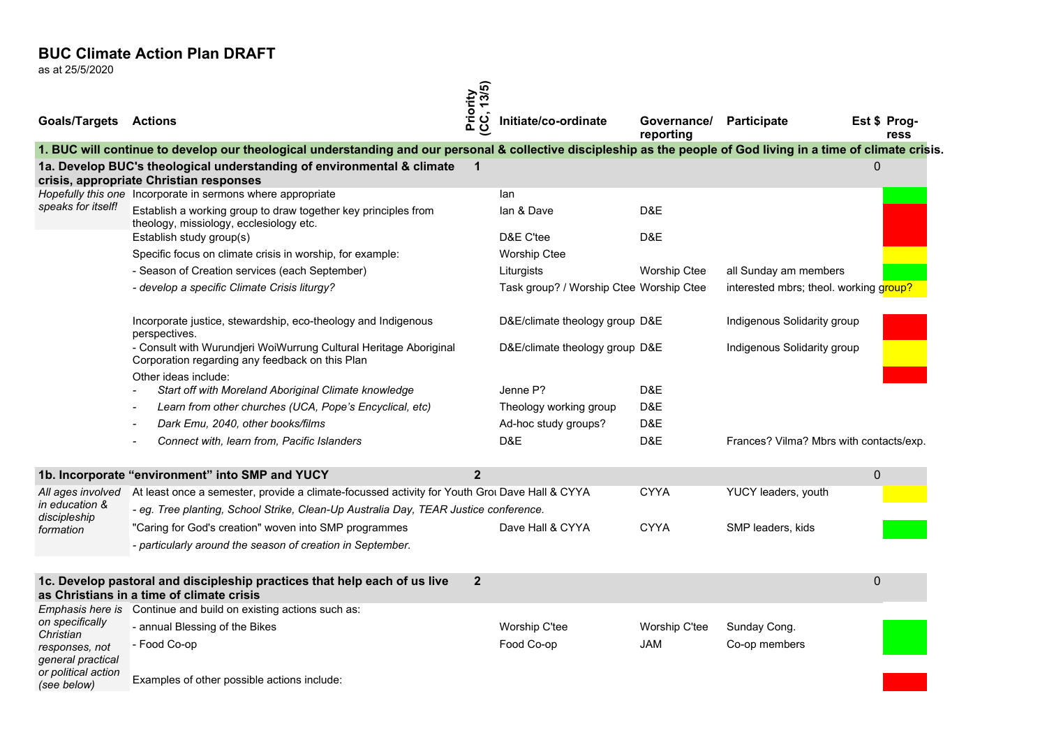# BUC Climate Action Plan DRAFT

as at 25/5/2020

| Goals/Targets | Actions | Priority (CC, 13/5) | Initiate/co-ordinate | Governance/ reporting | Participate | Est $ | Prog-ress |
|---|---|---|---|---|---|---|---|
| **1. BUC will continue to develop our theological understanding and our personal & collective discipleship as the people of God living in a time of climate crisis.** | | | | | | | |
| **1a. Develop BUC's theological understanding of environmental & climate crisis, appropriate Christian responses** | | 1 | | | | 0 | |
| *Hopefully this one speaks for itself!* | Incorporate in sermons where appropriate | | Ian | | | | Green |
| | Establish a working group to draw together key principles from theology, missiology, ecclesiology etc. | | Ian & Dave | D&E | | | Red |
| | Establish study group(s) | | D&E C'tee | D&E | | | Red |
| | Specific focus on climate crisis in worship, for example: | | Worship Ctee | | | | Yellow |
| | - Season of Creation services (each September) | | Liturgists | Worship Ctee | all Sunday am members | | Green |
| | *- develop a specific Climate Crisis liturgy?* | | Task group? / Worship Ctee | Worship Ctee | interested mbrs; theol. working group? | | Yellow |
| | Incorporate justice, stewardship, eco-theology and Indigenous perspectives. | | D&E/climate theology group | D&E | Indigenous Solidarity group | | Red |
| | - Consult with Wurundjeri WoiWurrung Cultural Heritage Aboriginal Corporation regarding any feedback on this Plan | | D&E/climate theology group | D&E | Indigenous Solidarity group | | Yellow |
| | Other ideas include: | | | | | | Red |
| | - *Start off with Moreland Aboriginal Climate knowledge* | | Jenne P? | D&E | | | |
| | - *Learn from other churches (UCA, Pope's Encyclical, etc)* | | Theology working group | D&E | | | |
| | - *Dark Emu, 2040, other books/films* | | Ad-hoc study groups? | D&E | | | |
| | - *Connect with, learn from, Pacific Islanders* | | D&E | D&E | Frances? Vilma? Mbrs with contacts/exp. | | |
| **1b. Incorporate "environment" into SMP and YUCY** | | 2 | | | | 0 | |
| *All ages involved in education & discipleship formation* | At least once a semester, provide a climate-focussed activity for Youth Grou | | Dave Hall & CYYA | CYYA | YUCY leaders, youth | | Yellow |
| | *- eg. Tree planting, School Strike, Clean-Up Australia Day, TEAR Justice conference.* | | | | | | |
| | "Caring for God's creation" woven into SMP programmes | | Dave Hall & CYYA | CYYA | SMP leaders, kids | | Green |
| | *- particularly around the season of creation in September.* | | | | | | |
| **1c. Develop pastoral and discipleship practices that help each of us live as Christians in a time of climate crisis** | | 2 | | | | 0 | |
| *Emphasis here is on specifically Christian responses, not general practical or political action (see below)* | Continue and build on existing actions such as: | | | | | | |
| | - annual Blessing of the Bikes | | Worship C'tee | Worship C'tee | Sunday Cong. | | Green |
| | - Food Co-op | | Food Co-op | JAM | Co-op members | | Green |
| | Examples of other possible actions include: | | | | | | Red |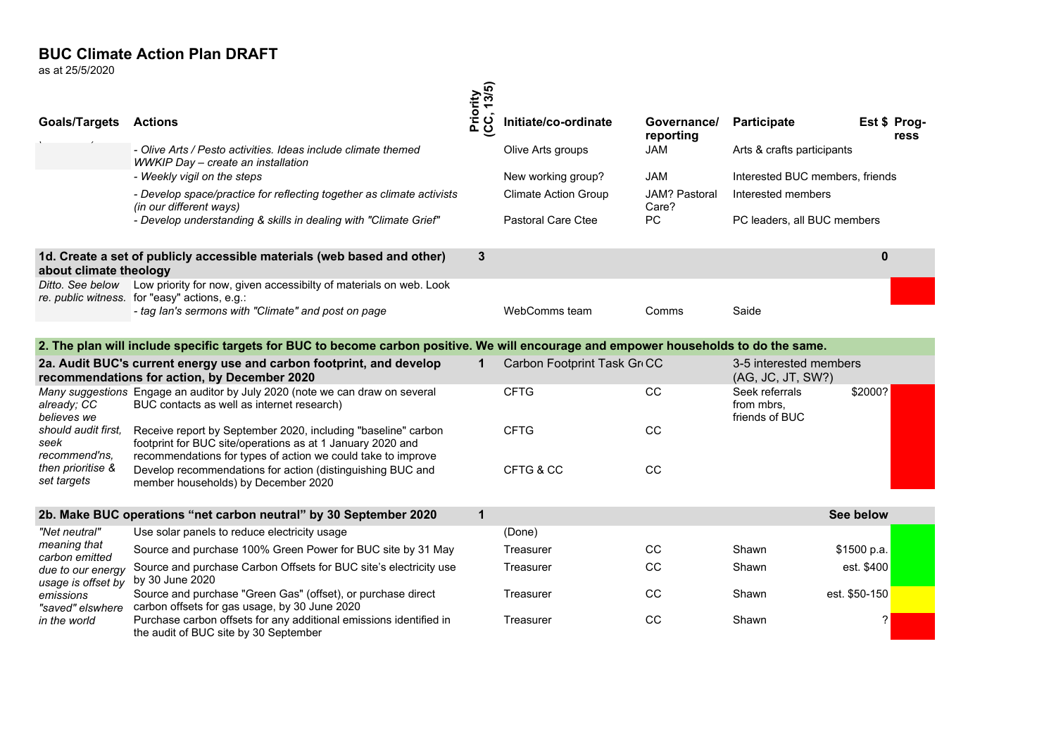# BUC Climate Action Plan DRAFT

as at 25/5/2020

| Goals/Targets | Actions | Priority (CC, 13/5) | Initiate/co-ordinate | Governance/ reporting | Participate | Est $ | Prog-ress |
|---|---|---|---|---|---|---|---|
| | *- Olive Arts / Pesto activities. Ideas include climate themed WWKIP Day – create an installation* | | Olive Arts groups | JAM | Arts & crafts participants | | |
| | *- Weekly vigil on the steps* | | New working group? | JAM | Interested BUC members, friends | | |
| | *- Develop space/practice for reflecting together as climate activists (in our different ways)* | | Climate Action Group | JAM? Pastoral Care? | Interested members | | |
| | *- Develop understanding & skills in dealing with "Climate Grief"* | | Pastoral Care Ctee | PC | PC leaders, all BUC members | | |
| **1d. Create a set of publicly accessible materials (web based and other) about climate theology** | | **3** | | | | **0** | |
| *Ditto. See below re. public witness.* | Low priority for now, given accessibilty of materials on web. Look for "easy" actions, e.g.: | | | | | | Red |
| | *- tag Ian's sermons with "Climate" and post on page* | | WebComms team | Comms | Saide | | |
| **2. The plan will include specific targets for BUC to become carbon positive. We will encourage and empower households to do the same.** | | | | | | | |
| **2a. Audit BUC's current energy use and carbon footprint, and develop recommendations for action, by December 2020** | | **1** | Carbon Footprint Task Gr | CC | 3-5 interested members (AG, JC, JT, SW?) | | |
| *Many suggestions already; CC believes we should audit first, seek recommend'ns, then prioritise & set targets* | Engage an auditor by July 2020 (note we can draw on several BUC contacts as well as internet research) | | CFTG | CC | Seek referrals from mbrs, friends of BUC | $2000? | Red |
| | Receive report by September 2020, including "baseline" carbon footprint for BUC site/operations as at 1 January 2020 and recommendations for types of action we could take to improve | | CFTG | CC | | | Red |
| | Develop recommendations for action (distinguishing BUC and member households) by December 2020 | | CFTG & CC | CC | | | Red |
| **2b. Make BUC operations "net carbon neutral" by 30 September 2020** | | **1** | | | | **See below** | |
| *"Net neutral" meaning that carbon emitted due to our energy usage is offset by emissions "saved" elswhere in the world* | Use solar panels to reduce electricity usage | | (Done) | | | | Green |
| | Source and purchase 100% Green Power for BUC site by 31 May | | Treasurer | CC | Shawn | $1500 p.a. | Green |
| | Source and purchase Carbon Offsets for BUC site's electricity use by 30 June 2020 | | Treasurer | CC | Shawn | est. $400 | Green |
| | Source and purchase "Green Gas" (offset), or purchase direct carbon offsets for gas usage, by 30 June 2020 | | Treasurer | CC | Shawn | est. $50-150 | Yellow |
| | Purchase carbon offsets for any additional emissions identified in the audit of BUC site by 30 September | | Treasurer | CC | Shawn | ? | Red |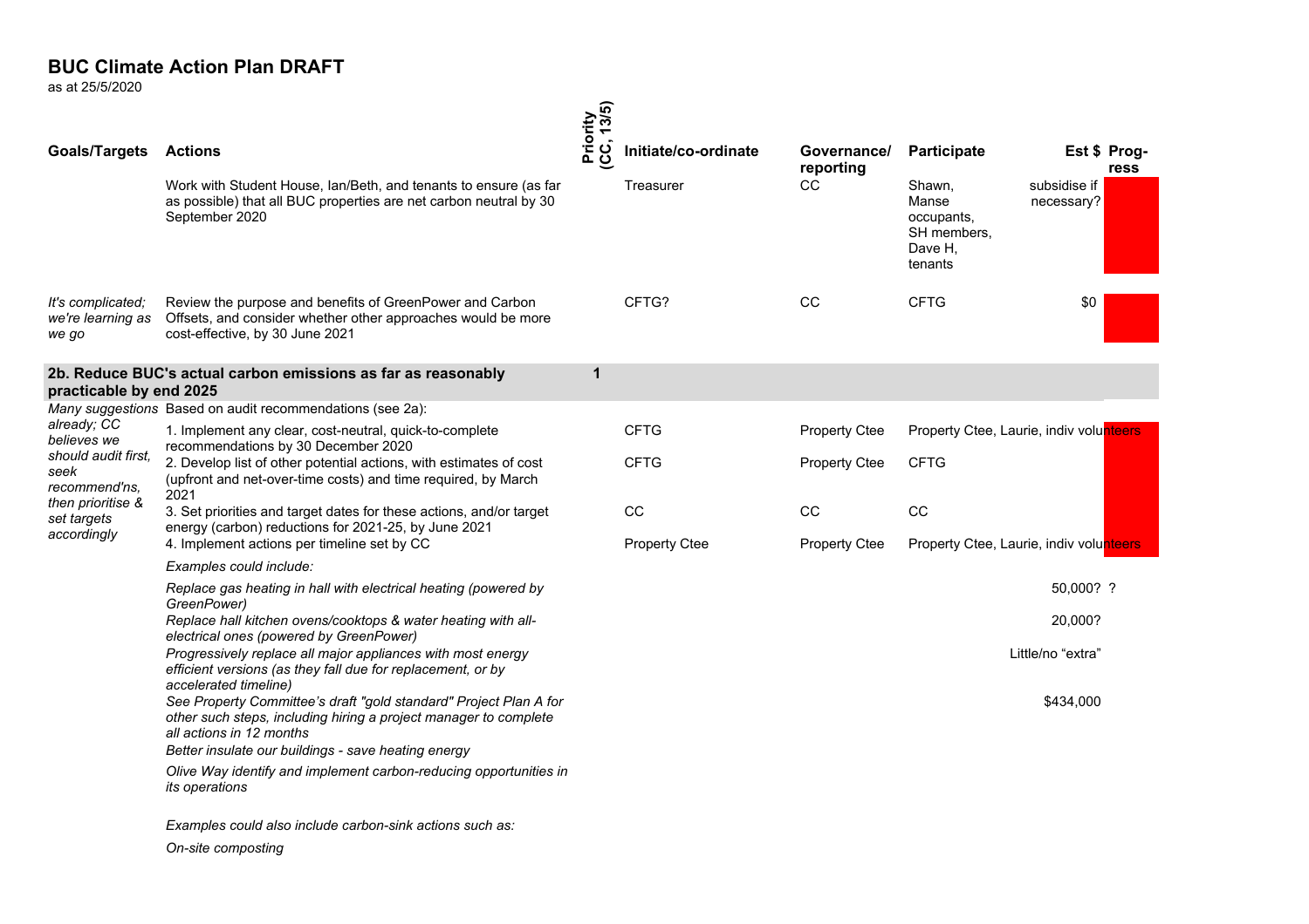# BUC Climate Action Plan DRAFT

as at 25/5/2020

| Goals/Targets | Actions | Priority (CC, 13/5) | Initiate/co-ordinate | Governance/ reporting | Participate | Est $ | Prog-ress |
|---|---|---|---|---|---|---|---|
| | Work with Student House, Ian/Beth, and tenants to ensure (as far as possible) that all BUC properties are net carbon neutral by 30 September 2020 | | Treasurer | CC | Shawn, Manse occupants, SH members, Dave H, tenants | subsidise if necessary? | |
| *It's complicated; we're learning as we go* | Review the purpose and benefits of GreenPower and Carbon Offsets, and consider whether other approaches would be more cost-effective, by 30 June 2021 | | CFTG? | CC | CFTG | $0 | |
| **2b. Reduce BUC's actual carbon emissions as far as reasonably practicable by end 2025** | | **1** | | | | | |
| *Many suggestions already; CC believes we should audit first, seek recommend'ns, then prioritise & set targets accordingly* | Based on audit recommendations (see 2a): | | | | | | |
| | 1. Implement any clear, cost-neutral, quick-to-complete recommendations by 30 December 2020 | | CFTG | Property Ctee | Property Ctee, Laurie, indiv volunteers | | |
| | 2. Develop list of other potential actions, with estimates of cost (upfront and net-over-time costs) and time required, by March 2021 | | CFTG | Property Ctee | CFTG | | |
| | 3. Set priorities and target dates for these actions, and/or target energy (carbon) reductions for 2021-25, by June 2021 | | CC | CC | CC | | |
| | 4. Implement actions per timeline set by CC | | Property Ctee | Property Ctee | Property Ctee, Laurie, indiv volunteers | | |
| | *Examples could include:* | | | | | | |
| | *Replace gas heating in hall with electrical heating (powered by GreenPower)* | | | | | 50,000? | ? |
| | *Replace hall kitchen ovens/cooktops & water heating with all-electrical ones (powered by GreenPower)* | | | | | 20,000? | |
| | *Progressively replace all major appliances with most energy efficient versions (as they fall due for replacement, or by accelerated timeline)* | | | | | Little/no "extra" | |
| | *See Property Committee's draft "gold standard" Project Plan A for other such steps, including hiring a project manager to complete all actions in 12 months* | | | | | $434,000 | |
| | *Better insulate our buildings - save heating energy* | | | | | | |
| | *Olive Way identify and implement carbon-reducing opportunities in its operations* | | | | | | |
| | *Examples could also include carbon-sink actions such as:* | | | | | | |
| | *On-site composting* | | | | | | |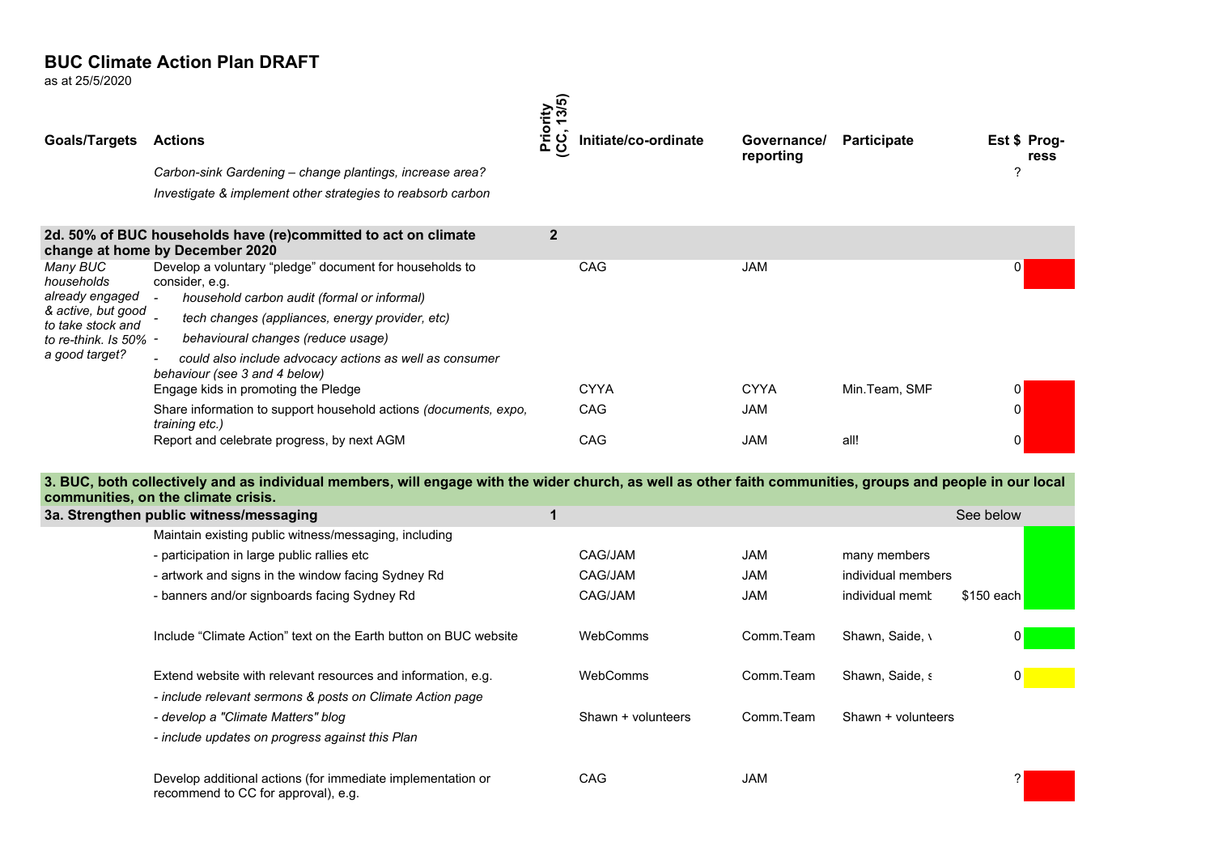# BUC Climate Action Plan DRAFT

as at 25/5/2020

| Goals/Targets | Actions | Priority (CC, 13/5) | Initiate/co-ordinate | Governance/ reporting | Participate | Est $ | Prog-ress |
|---|---|---|---|---|---|---|---|
| | *Carbon-sink Gardening – change plantings, increase area?* | | | | | ? | |
| | *Investigate & implement other strategies to reabsorb carbon* | | | | | | |
| **2d. 50% of BUC households have (re)committed to act on climate change at home by December 2020** | | **2** | | | | | |
| *Many BUC households already engaged & active, but good to take stock and to re-think. Is 50% a good target?* | Develop a voluntary "pledge" document for households to consider, e.g.<br>- *household carbon audit (formal or informal)*<br>- *tech changes (appliances, energy provider, etc)*<br>- *behavioural changes (reduce usage)*<br>- *could also include advocacy actions as well as consumer behaviour (see 3 and 4 below)* | | CAG | JAM | | 0 | |
| | Engage kids in promoting the Pledge | | CYYA | CYYA | Min.Team, SMF | 0 | |
| | Share information to support household actions *(documents, expo, training etc.)* | | CAG | JAM | | 0 | |
| | Report and celebrate progress, by next AGM | | CAG | JAM | all! | 0 | |
| **3. BUC, both collectively and as individual members, will engage with the wider church, as well as other faith communities, groups and people in our local communities, on the climate crisis.** | | | | | | | |
| **3a. Strengthen public witness/messaging** | | **1** | | | | See below | |
| | Maintain existing public witness/messaging, including | | | | | | |
| | - participation in large public rallies etc | | CAG/JAM | JAM | many members | | |
| | - artwork and signs in the window facing Sydney Rd | | CAG/JAM | JAM | individual members | | |
| | - banners and/or signboards facing Sydney Rd | | CAG/JAM | JAM | individual memb | $150 each | |
| | Include "Climate Action" text on the Earth button on BUC website | | WebComms | Comm.Team | Shawn, Saide, v | 0 | |
| | Extend website with relevant resources and information, e.g.<br>*- include relevant sermons & posts on Climate Action page* | | WebComms | Comm.Team | Shawn, Saide, s | 0 | |
| | *- develop a "Climate Matters" blog* | | Shawn + volunteers | Comm.Team | Shawn + volunteers | | |
| | *- include updates on progress against this Plan* | | | | | | |
| | Develop additional actions (for immediate implementation or recommend to CC for approval), e.g. | | CAG | JAM | | ? | |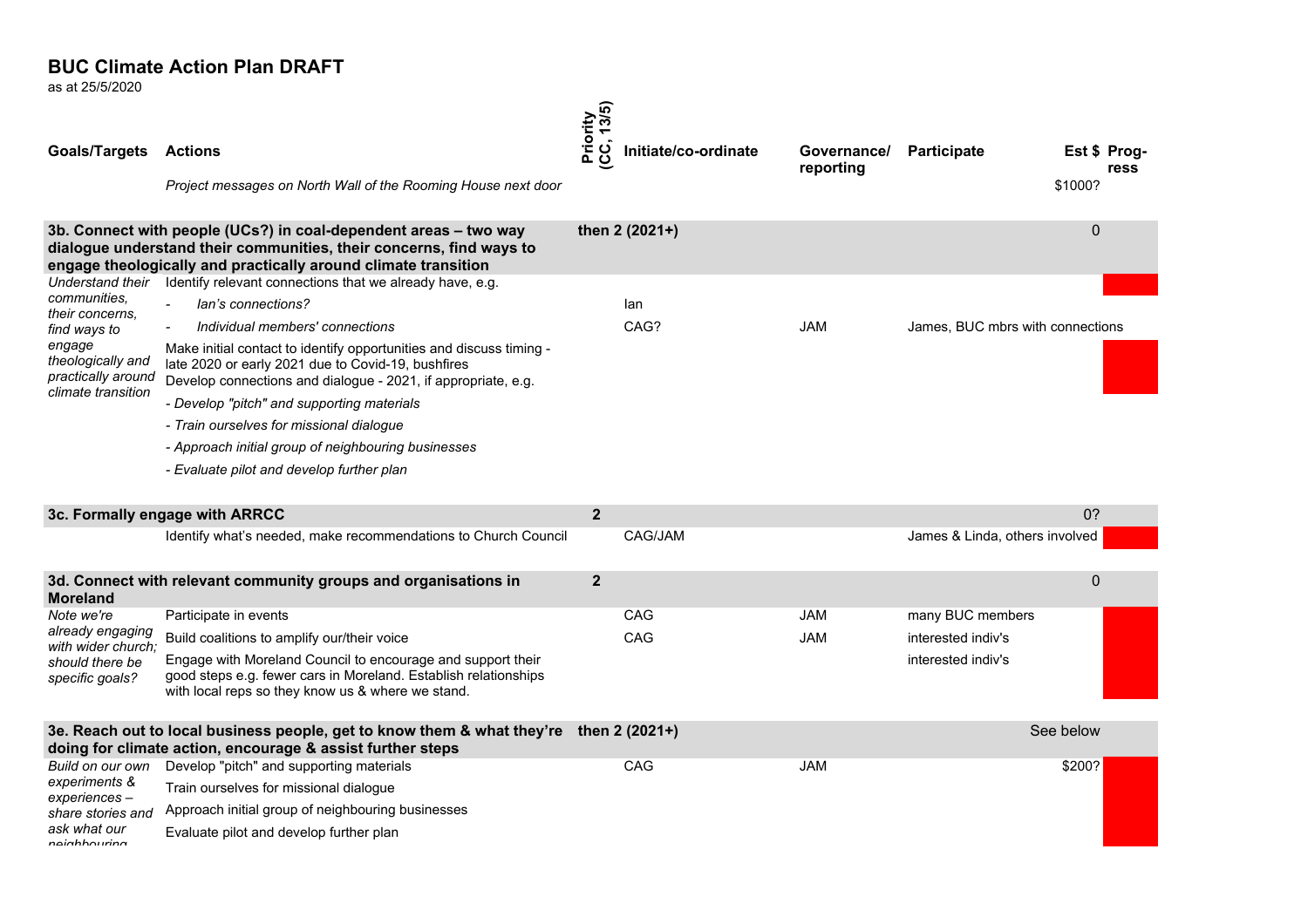## BUC Climate Action Plan DRAFT

as at 25/5/2020

| Goals/Targets | Actions | Priority (CC, 13/5) | Initiate/co-ordinate | Governance/ reporting | Participate | Est $ | Prog-ress |
|---|---|---|---|---|---|---|---|
| | *Project messages on North Wall of the Rooming House next door* | | | | | $1000? | |
| **3b. Connect with people (UCs?) in coal-dependent areas – two way dialogue understand their communities, their concerns, find ways to engage theologically and practically around climate transition** | | **then 2 (2021+)** | | | | 0 | |
| *Understand their communities, their concerns, find ways to engage theologically and practically around climate transition* | Identify relevant connections that we already have, e.g. | | | | | | |
| | - *Ian's connections?* | | Ian | | | | |
| | - *Individual members' connections* | | CAG? | JAM | James, BUC mbrs with connections | | |
| | Make initial contact to identify opportunities and discuss timing - late 2020 or early 2021 due to Covid-19, bushfires<br>Develop connections and dialogue - 2021, if appropriate, e.g. | | | | | | |
| | *- Develop "pitch" and supporting materials* | | | | | | |
| | *- Train ourselves for missional dialogue* | | | | | | |
| | *- Approach initial group of neighbouring businesses* | | | | | | |
| | *- Evaluate pilot and develop further plan* | | | | | | |
| **3c. Formally engage with ARRCC** | | **2** | | | | 0? | |
| | Identify what's needed, make recommendations to Church Council | | CAG/JAM | | James & Linda, others involved | | |
| **3d. Connect with relevant community groups and organisations in Moreland** | | **2** | | | | 0 | |
| *Note we're already engaging with wider church; should there be specific goals?* | Participate in events | | CAG | JAM | many BUC members | | |
| | Build coalitions to amplify our/their voice | | CAG | JAM | interested indiv's | | |
| | Engage with Moreland Council to encourage and support their good steps e.g. fewer cars in Moreland. Establish relationships with local reps so they know us & where we stand. | | | | interested indiv's | | |
| **3e. Reach out to local business people, get to know them & what they're doing for climate action, encourage & assist further steps** | | **then 2 (2021+)** | | | | See below | |
| *Build on our own experiments & experiences – share stories and ask what our neighbouring* | Develop "pitch" and supporting materials | | CAG | JAM | | $200? | |
| | Train ourselves for missional dialogue | | | | | | |
| | Approach initial group of neighbouring businesses | | | | | | |
| | Evaluate pilot and develop further plan | | | | | | |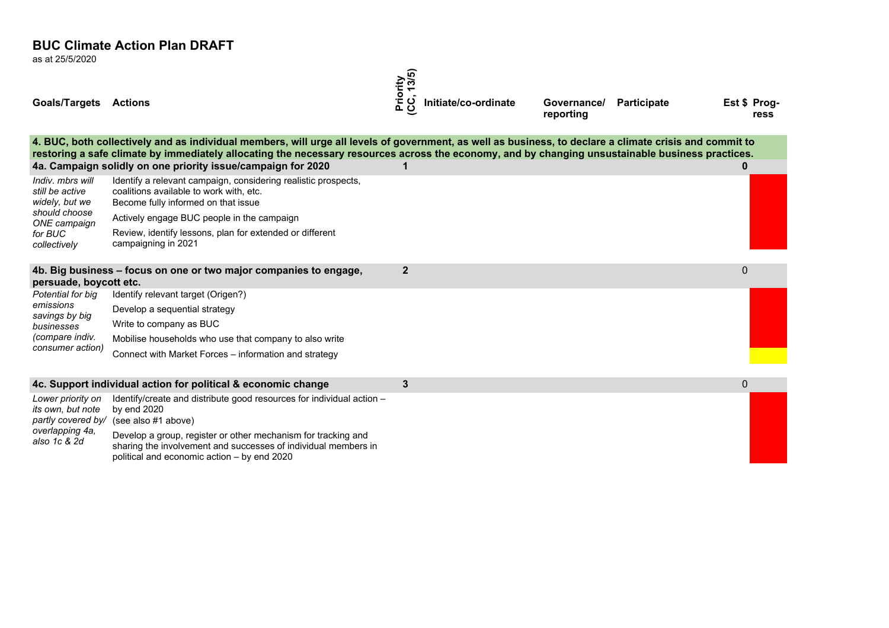## BUC Climate Action Plan DRAFT

as at 25/5/2020

| Goals/Targets | Actions | Priority (CC, 13/5) | Initiate/co-ordinate | Governance/ reporting | Participate | Est $ | Prog-ress |
|---|---|---|---|---|---|---|---|
| **4. BUC, both collectively and as individual members, will urge all levels of government, as well as business, to declare a climate crisis and commit to restoring a safe climate by immediately allocating the necessary resources across the economy, and by changing unsustainable business practices.** | | | | | | | |
| **4a. Campaign solidly on one priority issue/campaign for 2020** | | **1** | | | | **0** | |
| *Indiv. mbrs will still be active widely, but we should choose ONE campaign for BUC collectively* | Identify a relevant campaign, considering realistic prospects, coalitions available to work with, etc. | | | | | | |
| | Become fully informed on that issue | | | | | | |
| | Actively engage BUC people in the campaign | | | | | | |
| | Review, identify lessons, plan for extended or different campaigning in 2021 | | | | | | |
| **4b. Big business – focus on one or two major companies to engage, persuade, boycott etc.** | | **2** | | | | 0 | |
| *Potential for big emissions savings by big businesses (compare indiv. consumer action)* | Identify relevant target (Origen?) | | | | | | |
| | Develop a sequential strategy | | | | | | |
| | Write to company as BUC | | | | | | |
| | Mobilise households who use that company to also write | | | | | | |
| | Connect with Market Forces – information and strategy | | | | | | |
| **4c. Support individual action for political & economic change** | | **3** | | | | 0 | |
| *Lower priority on its own, but note partly covered by/ overlapping 4a, also 1c & 2d* | Identify/create and distribute good resources for individual action – by end 2020 (see also #1 above) | | | | | | |
| | Develop a group, register or other mechanism for tracking and sharing the involvement and successes of individual members in political and economic action – by end 2020 | | | | | | |